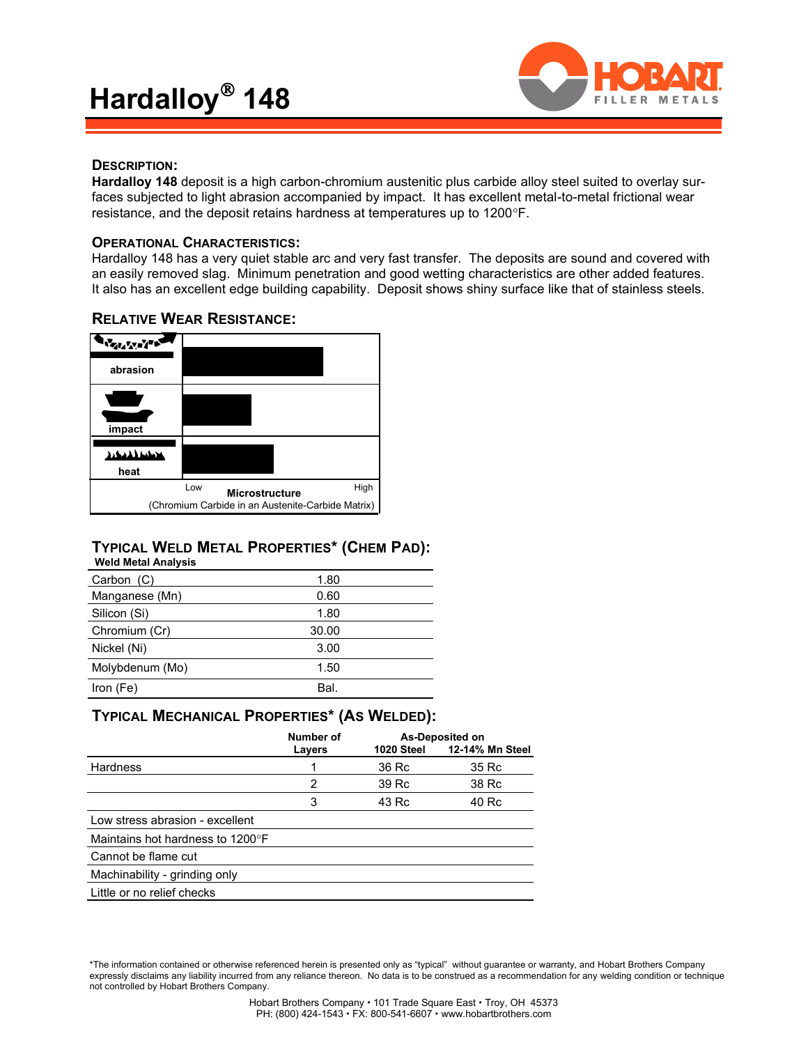# Hardalloy® 148

## Description:

**Hardalloy 148** deposit is a high carbon-chromium austenitic plus carbide alloy steel suited to overlay surfaces subjected to light abrasion accompanied by impact. It has excellent metal-to-metal frictional wear resistance, and the deposit retains hardness at temperatures up to 1200°F.

## Operational Characteristics:

Hardalloy 148 has a very quiet stable arc and very fast transfer. The deposits are sound and covered with an easily removed slag. Minimum penetration and good wetting characteristics are other added features. It also has an excellent edge building capability. Deposit shows shiny surface like that of stainless steels.

## Relative Wear Resistance:

abrasion

impact

heat

Low — High

**Microstructure**

(Chromium Carbide in an Austenite-Carbide Matrix)

## Typical Weld Metal Properties* (Chem Pad):

**Weld Metal Analysis**

| | |
|---|---|
| Carbon (C) | 1.80 |
| Manganese (Mn) | 0.60 |
| Silicon (Si) | 1.80 |
| Chromium (Cr) | 30.00 |
| Nickel (Ni) | 3.00 |
| Molybdenum (Mo) | 1.50 |
| Iron (Fe) | Bal. |

## Typical Mechanical Properties* (As Welded):

| | Number of Layers | As-Deposited on 1020 Steel | As-Deposited on 12-14% Mn Steel |
|---|---|---|---|
| Hardness | 1 | 36 Rc | 35 Rc |
| | 2 | 39 Rc | 38 Rc |
| | 3 | 43 Rc | 40 Rc |
| Low stress abrasion - excellent | | | |
| Maintains hot hardness to 1200°F | | | |
| Cannot be flame cut | | | |
| Machinability - grinding only | | | |
| Little or no relief checks | | | |

*The information contained or otherwise referenced herein is presented only as "typical" without guarantee or warranty, and Hobart Brothers Company expressly disclaims any liability incurred from any reliance thereon. No data is to be construed as a recommendation for any welding condition or technique not controlled by Hobart Brothers Company.

Hobart Brothers Company • 101 Trade Square East • Troy, OH 45373
PH: (800) 424-1543 • FX: 800-541-6607 • www.hobartbrothers.com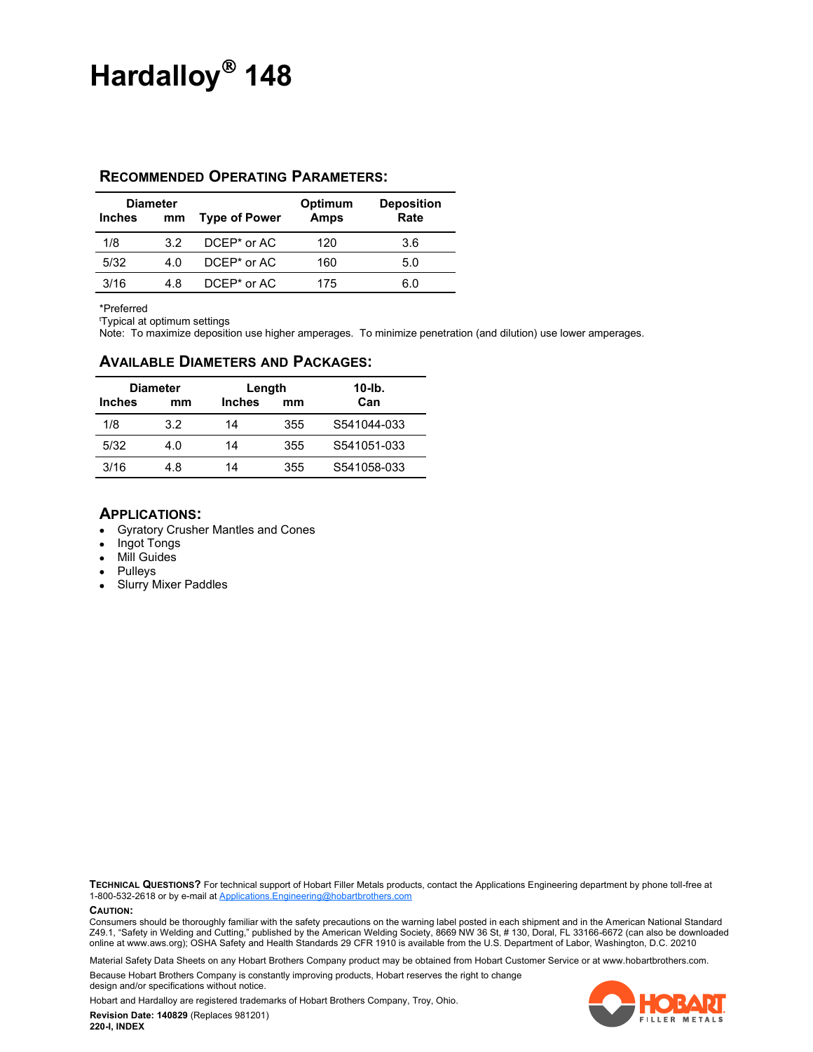# Hardalloy® 148

## Recommended Operating Parameters:

| Diameter | | | Optimum | Deposition |
|---|---|---|---|---|
| Inches | mm | Type of Power | Amps | Rate |
| 1/8 | 3.2 | DCEP* or AC | 120 | 3.6 |
| 5/32 | 4.0 | DCEP* or AC | 160 | 5.0 |
| 3/16 | 4.8 | DCEP* or AC | 175 | 6.0 |

*Preferred
ᵗTypical at optimum settings
Note: To maximize deposition use higher amperages. To minimize penetration (and dilution) use lower amperages.

## Available Diameters and Packages:

| Diameter | | Length | | 10-lb. |
|---|---|---|---|---|
| Inches | mm | Inches | mm | Can |
| 1/8 | 3.2 | 14 | 355 | S541044-033 |
| 5/32 | 4.0 | 14 | 355 | S541051-033 |
| 3/16 | 4.8 | 14 | 355 | S541058-033 |

## Applications:

- Gyratory Crusher Mantles and Cones
- Ingot Tongs
- Mill Guides
- Pulleys
- Slurry Mixer Paddles

**Technical Questions?** For technical support of Hobart Filler Metals products, contact the Applications Engineering department by phone toll-free at 1-800-532-2618 or by e-mail at Applications.Engineering@hobartbrothers.com

**Caution:**
Consumers should be thoroughly familiar with the safety precautions on the warning label posted in each shipment and in the American National Standard Z49.1, "Safety in Welding and Cutting," published by the American Welding Society, 8669 NW 36 St, # 130, Doral, FL 33166-6672 (can also be downloaded online at www.aws.org); OSHA Safety and Health Standards 29 CFR 1910 is available from the U.S. Department of Labor, Washington, D.C. 20210

Material Safety Data Sheets on any Hobart Brothers Company product may be obtained from Hobart Customer Service or at www.hobartbrothers.com.

Because Hobart Brothers Company is constantly improving products, Hobart reserves the right to change design and/or specifications without notice.

Hobart and Hardalloy are registered trademarks of Hobart Brothers Company, Troy, Ohio.

**Revision Date: 140829** (Replaces 981201)
**220-I, INDEX**